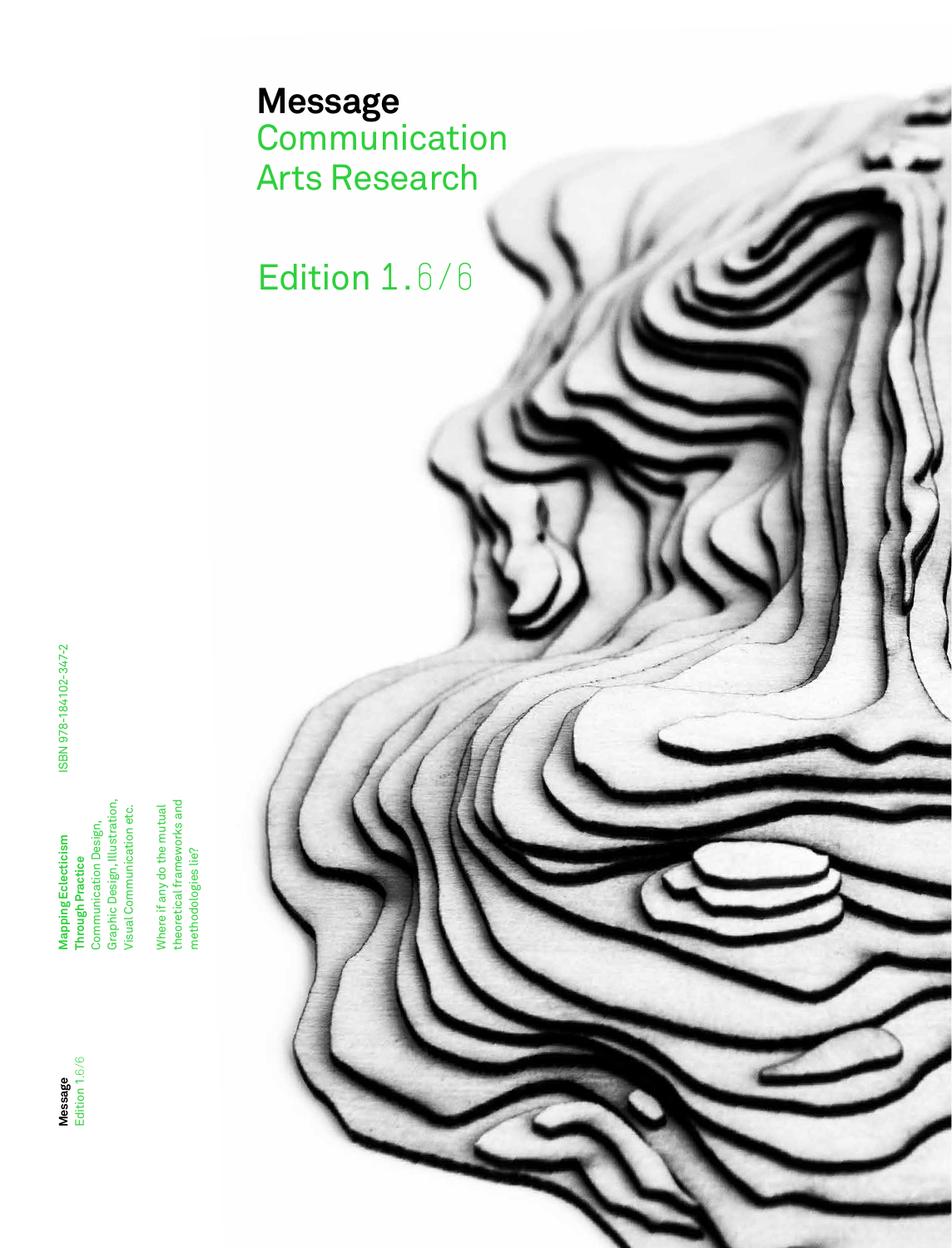# Message
## Communication Arts Research

## Edition 1.6/6

**Message**
Edition 1.6/6

**Mapping Eclecticism Through Practice**
Communication Design, Graphic Design, Illustration, Visual Communication etc.

Where if any do the mutual theoretical frameworks and methodologies lie?

ISBN 978-184102-347-2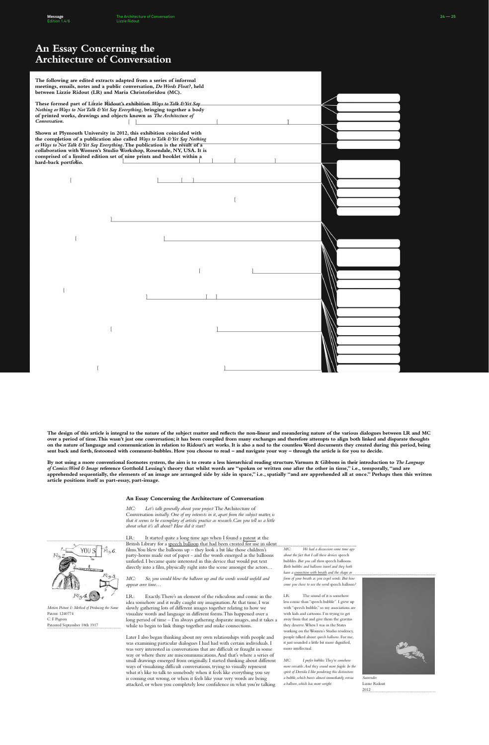# An Essay Concerning the Architecture of Conversation

**The following are edited extracts adapted from a series of informal meetings, emails, notes and a public conversation, *Do Words Float?*, held between Lizzie Ridout (LR) and Maria Christoforidou (MC).**

**These formed part of Lizzie Ridout's exhibition *Ways to Talk & Yet Say Nothing or Ways to Not Talk & Yet Say Everything*, bringing together a body of printed works, drawings and objects known as *The Architecture of Conversation*.**

**Shown at Plymouth University in 2012, this exhibition coincided with the completion of a publication also called *Ways to Talk & Yet Say Nothing or Ways to Not Talk & Yet Say Everything*. The publication is the result of a collaboration with Women's Studio Workshop, Rosendale, NY, USA. It is comprised of a limited edition set of nine prints and booklet within a hard-back portfolio.**

**The design of this article is integral to the nature of the subject matter and reflects the non-linear and meandering nature of the various dialogues between LR and MC over a period of time. This wasn't just one conversation; it has been compiled from many exchanges and therefore attempts to align both linked and disparate thoughts on the nature of language and communication in relation to Ridout's art works. It is also a nod to the countless Word documents they created during this period, being sent back and forth, festooned with comment-bubbles. How you choose to read – and navigate your way – through the article is for you to decide.**

**By not using a more conventional footnotes system, the aim is to create a less hierarchical reading structure. Varnum & Gibbons in their introduction to *The Language of Comics: Word & Image* reference Gotthold Lessing's theory that whilst words are "spoken or written one after the other in time," i.e., temporally, "and are apprehended sequentially, the elements of an image are arranged side by side in space," i.e., spatially "and are apprehended all at once." Perhaps then this written article positions itself as part-essay, part-image.**

## An Essay Concerning the Architecture of Conversation

*MC: Let's talk generally about your project* The Architecture of Conversation *initially. One of my interests in it, apart from the subject matter, is that it seems to be exemplary of artistic practice as research. Can you tell us a little about what it's all about? How did it start?*

LR: It started quite a long time ago when I found a patent at the British Library for a speech balloon that had been created for use in silent films. You blew the balloons up – they look a bit like those children's party-horns made out of paper – and the words emerged as the balloons unfurled. I became quite interested in this device that would put text directly into a film, physically right into the scene amongst the actors…

*MC: So, you would blow the balloon up and the words would unfold and appear over time…*

LR: Exactly. There's an element of the ridiculous and comic in the idea somehow and it really caught my imagination. At that time, I was slowly gathering lots of different images together relating to how we visualize words and language in different forms. This happened over a long period of time – I'm always gathering disparate images, and it takes a while to begin to link things together and make connections.

Later I also began thinking about my own relationships with people and was examining particular dialogues I had had with certain individuals. I was very interested in conversations that are difficult or fraught in some way or where there are miscommunications. And that's where a series of small drawings emerged from originally. I started thinking about different ways of visualizing difficult conversations, trying to visually represent what it's like to talk to somebody when it feels like everything you say is coming out wrong, or when it feels like your very words are being attacked, or when you completely lose confidence in what you're talking

*Motion Picture & Method of Producing the Same*
Patent: 1240774
C. F. Pigeon
Patented September 18th 1917

*MC: We had a discussion some time ago about the fact that I call these devices speech bubbles. But you call them speech balloons. Both bubbles and balloons travel and they both have a connection with breath and the shape or form of your breath as you expel words. But how come you chose to use the word speech balloon?*

LR: The sound of it is somehow less comic than "speech bubble". I grew up with "speech bubble," so my associations are with kids and cartoons. I'm trying to get away from that and give them the gravitas they deserve. When I was in the States working on the Women's Studio residency, people talked about *speech balloons*. For me, it just sounded a little bit more dignified, more intellectual.

*MC: I prefer bubbles. They're somehow more versatile. And they sound more fragile. In the spirit of Derrida I like pondering this distinction: a bubble, which bursts almost immediately, versus a balloon, which has more weight.*

*Surrender*
Lizzie Ridout
2012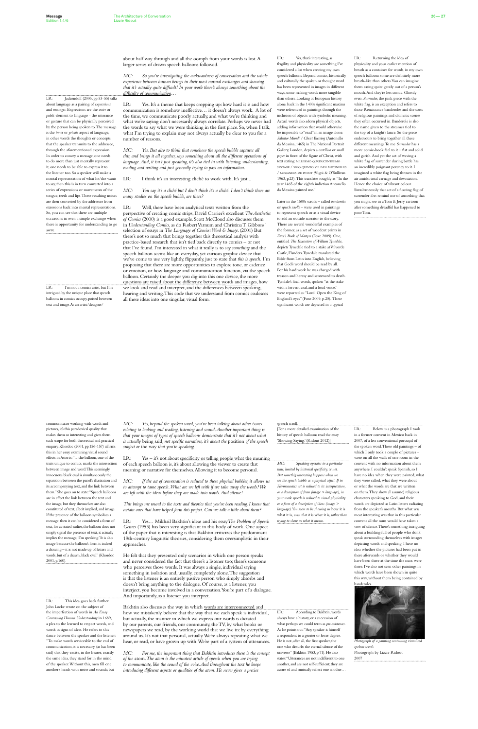about half way through and all the oomph from your words is lost. A larger series of drawn speech balloons followed.

*MC: So you're investigating the awkwardness of conversation and the whole experience between human beings in their most normal exchanges and showing that it's actually quite difficult! In your work there's always something about the difficulty of communication…*

LR: Yes. It's a theme that keeps cropping up: how hard it is and how communication is somehow ineffective… it doesn't always work. A lot of the time, we communicate poorly actually, and what we're thinking and what we're saying don't necessarily always correlate. Perhaps we never had the words to say what we were thinking in the first place. So, when I talk, what I'm trying to explain may not always actually be clear to you for a number of reasons.

LR: Jackendoff (2003, pp.53–55) talks about language as a pairing of *expressions* and *messages*. Expressions are the *outer* or *public* element to language - the utterance or gesture that can be physically perceived by the person being spoken to. The message is the *inner* or *private* aspect of language, in other words the thoughts or concepts that the speaker transmits to the addressee, through the aforementioned expression. In order to convey a message, one needs to do more than just mentally represent it, one needs to be able to express it to the listener too. So a speaker will make a mental representation of what he/she wants to say, then this is in turn converted into a series of expressions or movements of the tongue, teeth and lips. These resulting noises are then converted by the addressee from exressions back into mental representations. So, you can see that there are multiple occcasions in even a simple exchange when there is opportunity for understanding to go awry.

*MC: Yes. But also to think that somehow the speech bubble captures all this, and brings it all together, says something about all the different operations of language. And, it isn't just speaking, it's also tied in with listening, understanding, reading and writing and just generally trying to pass on information.*

LR: I think it's an interesting cliché to work with. It's just...

*MC: You say it's a cliché but I don't think it's a cliché. I don't think there are many studies on the speech bubble, are there?*

LR: Well, there have been analytical texts written from the perspective of creating comic strips, David Carrier's excellent *The Aesthetics of Comics* (2000) is a good example. Scott McCloud also discusses them in *Understanding Comics*, as do Robert Varnum and Christina T. Gibbons' selection of essays in *The Language of Comics: Word & Image*. (2001) But there's not so much that brings together this theoretical analysis with practice-based research that isn't tied back directly to comics – or not that I've found. I'm interested in what it really is to *say something* and the speech balloon seems like an everyday, yet curious graphic device that we've come to use very lightly, flippantly, just to state that *this is speech*. I'm proposing that there are more opportunities to explore tone, or cadence or emotion, or how language and communication function, via the speech balloon. Certainly the deeper you dig into this one device, the more questions are raised about the difference between words and images, how we look and read and interpret, and the differences between speaking, hearing and writing. This code that we understand from comics coalesces all these ideas into one singular, visual form.

LR: I'm not a comics artist, but I'm intrigued by the unique place that speech balloons in comics occupy, poised between text and image. As an artist/designer/ communicator working with words and pictures, it's this paradoxical quality that makes them so interesting and gives them such scope for both theoretical and practical enquiry. Khordoc (2001, pp.156–157) affirms this in her essay examining visual sound effects in Asterix: "…the balloon, one of the traits unique to comics, marks the intersection between image and word. This seemingly innocuous black oval is simultaneously the separation between the panel's illustration and its accompanying text, and the link between them." She goes on to state: "Speech balloons are in effect the link between the text and the image, but they themselves are also constituted of text, albeit implied, and image. If the presence of the balloon symbolises a message, then it can be considered a form of text, for, as stated earlier, the balloon does not simply signal the presence of text, it actually implies the message, 'I'm speaking.' It is also image because the balloon's form is indeed a drawing – it is not made up of letters and words, but of a drawn, black oval" (Khordoc 2001, p.160).

LR: Yes, that's interesting, as fragility and physicality are something I've considered a lot when creating my own speech balloons. Beyond comics, historically and culturally the spoken or thought word has been represented in images in different ways, some making words more tangible than others. Looking at European history alone, back in the 1400s significant maxims were referenced in paintings through the inclusion of objects with symbolic meaning. Actual words also adorn physical objects, adding information that would otherwise be impossible to "read" in an image alone. *Salvator Mundi / Christ Blessing* (Antonello da Messina, 1465) in The National Portrait Gallery, London, depicts a *cartellino* or *small paper* in front of the figure of Christ, with text stating: MILLESIMO QUATRICENTESIMO SEXTAGE / SIMO QUINTO VIII INDI ANTONELLUS / MESSANEUS ME PINXIT (Vigni & O'Sullivan 1963, p.23). This translates roughly as: "In the year 1465 of the eighth indiction Antonello da Messina painted me."

Later in the 1500s scrolls – called *banderoles* or *speech scrolls* – were used in paintings to represent speech or as a visual device to add an outside narrator to the story. There are several wonderful examples of the former, as a set of woodcut prints in *Foxe's Book of Martyrs* (Foxe 2009). One, entitled *The Execution of William Tyndale*, depicts Tyndale tied to a stake at Vilvorde Castle, Flanders. Tyndale translated the Bible from Latin into English, believing that God's word should be read by all. For his hard work he was charged with treason and heresy and sentenced to death. Tyndale's final words, spoken "at the stake with a fervent zeal, and a loud voice," were reported as: "Lord! Open the King of England's eyes" (Foxe 2009, p.20). These significant words are depicted in a typical speech scroll.

[For a more detailed examination of the history of speech balloons read the essay 'Showing Saying.' (Ridout 2012)]

LR: Returning the idea of physicality and your earlier mention of breath as a container for words, in my own speech balloons some are definitely more breath-like than others. You can imagine them easing quite gently out of a person's mouth. And they're less comic. Ghostly even. *Surrender*, the pink piece with the white flag, is an exception and refers to those Renaissance banderoles and the sorts of religious paintings and dramatic scenes they often occurred in. Banderole is also the name given to the streamer tied to the top of a knight's lance. So the piece endeavours to bring together all these different meanings. To me *Surrender* has a more comic-book feel to it – flat and solid and garish. And yet the act of waving a white flag of surrender during battle has an incredibly poignant potency to it. I imagined a white flag being thrown in the air amidst total carnage and devastation. Hence the choice of vibrant colour. Simultaneously that act of a floating flag of surrender *does* remind me of something that you might see in a Tom & Jerry cartoon after something dreadful has happened to poor Tom.

*MC: Yes, beyond the spoken word, you've been talking about other issues relating to looking and reading, listening and sound. Another important thing is that your images of types of speech balloons demonstrate that it's not about what is actually being said, not specific narratives, it's about the* position *of the speech subject or* the way *that you're speaking.*

LR: Yes – it's not about specificity or telling people what the meaning of each speech balloon is, it's about allowing the viewer to create that meaning or narrative for themselves. Allowing it to become personal.

*MC: If the act of conversation is reduced to these physical bubbles, it allows us to attempt to tame speech. What are we left with if we take away the words? We are left with the ideas before they are made into words. And silence!*

*This brings me round to the texts and theories that you've been reading. I know that certain ones that have helped form this project. Can we talk a little about them?*

LR: Yes… Mikhail Bakhtin's ideas and his essay *The Problem of Speech Genres* (1953) has been very significant in this body of work. One aspect of the paper that is interesting is that Bakhtin criticizes the predominant 19th-century linguistic theories, considering them oversimplistic in their approaches.

He felt that they presented only scenarios in which one person speaks and never considered the fact that there's a listener too; there's someone who perceives those words. It was always a single, individual saying something in isolation and, usually, completely alone. The suggestion is that the listener is an entirely passive person who simply absorbs and doesn't bring anything to the dialogue. Of course, as a listener, you interject, you become involved in a conversation. You're part of a dialogue. And importantly, as a listener you interpret.

*MC: Speaking operates in a particular time, limited by historical specificity, or not. But something interesting happens when we see the speech bubble as a physical object. If in Hermeneutics art is reduced to its interpretation, or a description of form (image < language), in your work speech is reduced to visual physicality or a form of a description of ideas (image > language). You seem to be showing us* how *it is what it is, even that it is what it is, rather than trying to show us what it means.*

LR: This idea goes back further. John Locke wrote on the subject of the imperfection of words in *An Essay Concerning Human Understanding* in 1689, a plea to the learned to respect words, and words as signs of ideas. He refers to this dance between the speaker and the listener: "To make words serviceable to the end of communication, it is necessary, (as has been said) that they excite, in the hearer, exactly the same idea, they stand for in the mind of the speaker. Without this, men fill one another's heads with noise and sounds; but

Bakhtin also discusses the way in which words are interconnected and how we mistakenly believe that the way that we each speak is individual, but actually, the manner in which we express our words is dictated by our parents, our friends, our community, the TV, by what books or newspapers we read, by the working world that we live in: by everything around us. It's not that personal, actually. We're always repeating what we hear, or read, or have grown up with. We're part of a system of utterances.

*MC: For me, the important thing that Bakhtin introduces there is the concept of the atom. The atom is the minutest article of speech when you are trying to communicate, like the sound of the voice. And throughout the text he keeps introducing different aspects or qualities of the atom. He never gives a precise*

LR: According to Bakhtin, words always have a history, or a succession of what perhaps we could term as *pre-existences*. As he points out: "Any speaker is himself a respondent to a greater or lesser degree. He is not, after all, the first speaker, the one who disturbs the eternal silence of the universe" (Bakhtin 1953, p.71). He also states: "Utterances are not indifferent to one another, and are not self-sufficient; they are aware of and mutually reflect one another…

LR: Below is a photograph I took in a former convent in Mexico back in 2007, of a less conventional portrayal of the spoken word. These old paintings – of which I only took a couple of pictures – were on all the walls of one room in the convent with no information about them anywhere. I couldn't speak Spanish, so I have no idea when they were painted, what they were called, what they were about or what the words are that are written on them. They show (I assume) religious characters speaking to God, and their words are depicted as Latin letters radiating from the speaker's mouths. But what was most interesting was that in this particular convent all the nuns would have taken a vow of silence. There's something intriguing about a building full of people who don't speak surrounding themselves with images depicting words and speaking. I have no idea whether the pictures had been put in there afterwards or whether they would have been there at the time the nuns were there. I've also not seen other paintings in which words have been shown in quite this way, without them being contained by banderoles.

*Photograph of a painting containing visualised spoken words*
Photograph by Lizzie Ridout
2007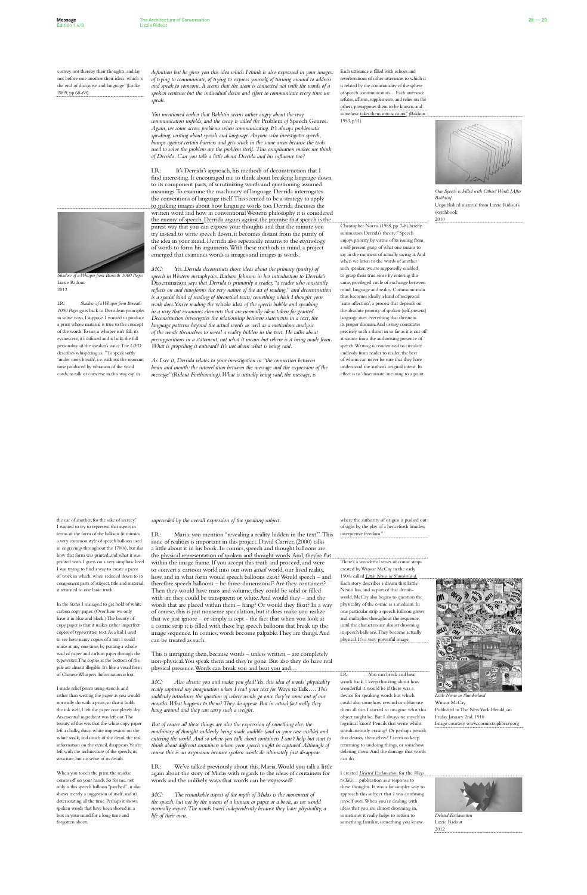convey not thereby their thoughts, and lay not before one another their ideas, which is the end of discourse and language" (Locke 2009, pp.68-69).

*definition but he gives you this idea which I think is also expressed in your images: of trying to communicate, of trying to express yourself, of turning around to address and speak to someone. It seems that the atom is connected not with the words of a spoken sentence but the individual desire and effort to communicate every time we speak.*

*You mentioned earlier that Bakhtin seems rather angry about the way communication unfolds, and the essay is called the* Problem of Speech Genres. *Again, we come across problems when communicating. It's always problematic speaking, writing about speech and language. Anyone who investigates speech, bumps against certain barriers and gets stuck in the same areas because the tools used to solve the problem are the problem itself. This complication makes me think of Derrida. Can you talk a little about Derrida and his influence too?*

LR: It's Derrida's approach, his methods of deconstruction that I find interesting. It encouraged me to think about breaking language down to its component parts, of scrutinizing words and questioning assumed meanings. To examine the machinery of language. Derrida interrogates the conventions of language itself. This seemed to be a strategy to apply to making images about how language works too. Derrida discusses the written word and how in conventional Western philosophy it is considered the enemy of speech. Derrida argues against the premise that speech is the purest way that you can express your thoughts and that the minute you try instead to write speech down, it becomes distant from the purity of the idea in your mind. Derrida also repeatedly returns to the etymology of words to form his arguments. With these methods in mind, a project emerged that examines words as images and images as words.

*MC: Yes. Derrida deconstructs those ideas about the primacy (purity) of speech in Western metaphysics. Barbara Johnson in her introduction to Derrida's* Dissemination *says that Derrida is primarily a reader, "a reader who constantly reflects on and transforms the very nature of the act of reading," and deconstruction is a special kind of reading of theoretical texts; something which I thought your work does. You're reading the* whole *idea of the speech bubble and speaking in a way that examines elements that are normally ideas taken for granted. Deconstruction investigates the relationship between statements in a text, the language patterns beyond the actual words as well as a meticulous analysis of the words themselves to reveal a reality hidden in the text. He talks about presuppositions in a statement, not what it means but where is it being made from. What is propelling it outward? It's not about what is being said.*

*As I see it, Derrida relates to your investigation in "the connection between brain and mouth: the interrelation between the message and the expression of the message" (Ridout Forthcoming). What is actually being said, the message, is*

Each utterance is filled with echoes and reverberations of other utterances to which it is related by the communality of the sphere of speech communication… Each utterance refutes, affirms, supplements, and relies on the others, presupposes them to be known, and somehow takes them into account" (Bakhtin 1953, p.91).

*Our Speech is Filled with Others' Words [After Bakhtin]*
Unpublished material from Lizzie Ridout's sketchbook
2010

*Shadow of a Whisper from Beneath 1000 Pages*
Lizzie Ridout
2012

LR: *Shadow of a Whisper from Beneath 1000 Pages* goes back to Derridean principles in some ways, I suppose. I wanted to produce a print whose material is true to the concept of the words. To me, a whisper isn't full, it's evanescent, it's diffused and it lacks the full personality of the speaker's voice. The *OED* describes whispering as: "To speak softly 'under one's breath', i.e. without the resonant tone produced by vibration of the vocal cords; to talk or converse in this way, esp. in

Christopher Norris (1988, pp. 7-8) briefly summarises Derrida's theory: "Speech enjoys priority by virtue of its issuing from a self-present grasp of what one means to say in the moment of actually saying it. And when we listen to the words of another such speaker, we are supposedly enabled to grasp their true sense by entering this same, privileged circle of exchange between mind, language and reality. Communication thus becomes ideally a kind of reciprocal 'auto-affection', a process that depends on the absolute priority of spoken (self-present) language over everything that threatens its proper domain. And *writing* constitutes precisely such a threat in so far as it is cut off at source from the authorising presence of speech. Writing is condemned to circulate endlessly from reader to reader, the best of whom can never be sure that they have understood the author's original intent. Its effect is to 'disseminate' meaning to a point

the ear of another, for the sake of secrecy." I wanted to try to represent that aspect in terms of the form of the balloon (it mimics a very common style of speech balloon used in engravings throughout the 1700s), but also how that form was printed, and what it was printed with. I guess on a very simplistic level I was trying to find a way to create a piece of work in which, when reduced down to its component parts of subject, title and material, it returned to one basic truth.

In the States I managed to get hold of white carbon copy paper. (Over here we only have it in blue and black.) The beauty of copy paper is that it makes rather imperfect copies of typewritten text. As a kid I used to see how many copies of a text I could make at any one time, by putting a whole wad of paper and carbon paper through the typewriter. The copies at the bottom of the pile are almost illegible. It's like a visual form of Chinese Whispers. Information is lost.

I made relief prints using stencils, and rather than wetting the paper as you would normally do with a print, so that it holds the ink well, I left the paper completely dry. An essential ingredient was left out. The beauty of this was that the white copy paper left a chalky, dusty white impression on the white stock, and much of the detail, the real information on the stencil, disappears. You're left with the architecture of the speech, its structure, but no sense of its details.

When you touch the print, the residue comes off on your hands. So for me, not only is this speech balloon "parched", it also shows merely a suggestion of itself, and it's deteriorating all the time. Perhaps it shows spoken words that have been shoved in a box in your mind for a long time and forgotten about.

*superseded by the overall expression of the speaking subject.*

LR: Maria, you mention "revealing a reality hidden in the text." This issue of realities is important in this project. David Carrier, (2000) talks a little about it in his book. In comics, speech and thought balloons are the physical representation of spoken and thought words. And, they're flat within the image frame. If you accept this truth and proceed, and were to convert a cartoon world into our own *actual* world, our lived reality, how, and in what form would speech balloons exist? Would speech – and therefore speech balloons – be three-dimensional? Are they containers? Then they would have mass and volume, they could be solid or filled with air, they could be transparent or white. And would they – and the words that are placed within them – hang? Or would they float? In a way of course, this is just nonsense speculation, but it does make you realize that we just ignore – or simply accept - the fact that when you look at a comic strip it is filled with these big speech balloons that break up the image sequence. In comics, words become palpable. They are things. And can be treated as such.

This is intriguing then, because words – unless written – are completely non-physical. You speak them and they're gone. But also they do have real physical presence. Words can break you and beat you and…

*MC: Also elevate you and make you glad! Yes, this idea of words' physicality really captured my imagination when I read your text for* Ways to Talk…. *This suddenly introduces the question of where words go once they've come out of our mouths. What happens to them? They disappear. But in actual fact really they hang around and they can carry such a weight.*

*But of course all these things are also the expression of something else: the machinery of thought suddenly being made audible (and in your case visible) and entering the world. And so when you talk about containers I can't help but start to think about different containers where your speech might be captured. Although of course this is an oxymoron because spoken words do ultimately just disappear.*

LR: We've talked previously about this, Maria. Would you talk a little again about the story of Midas with regards to the ideas of containers for words and the unlikely ways that words can be expressed?

*MC: The remarkable aspect of the myth of Midas is the movement of the speech, but not by the means of a human or paper or a book, as we would normally expect. The words travel independently because they have physicality, a life of their own.*

where the authority of origins is pushed out of sight by the play of a henceforth limitless interpretive freedom."

There's a wonderful series of comic strips created by Winsor McCay in the early 1900s called *Little Nemo in Slumberland*. Each story describes a dream that Little Nemo has, and as part of that dream-world, McCay also begins to question the physicality of the comic as a medium. In one particular strip a speech balloon grows and multiplies throughout the sequence, until the characters are almost drowning in speech balloons. They become actually physical. It's a very powerful image.

*Little Nemo in Slumberland*
Winsor McCay
Published in The New York Herald, on Friday January 2nd, 1910
Image courtesy www.comicstriplibrary.org

LR: …You can break and beat words back. I keep thinking about how wonderful it would be if there was a device for speaking words but which could also somehow rewind or obliterate them all too. I started to imagine what this object might be. But I always tie myself in logistical knots! Pencils that write whilst simultaneously erasing? Or perhaps pencils that destroy themselves? I seem to keep returning to undoing things, or somehow deleting them. And the damage that words can do.

I created *Deleted Exclamation* for the *Ways to Talk…* publication as a response to these thoughts. It was a far simpler way to approach this subject that I was confusing myself over. When you're dealing with ideas that you are almost drowning in, sometimes it really helps to return to something familiar, something you know.

*Deleted Exclamation*
Lizzie Ridout
2012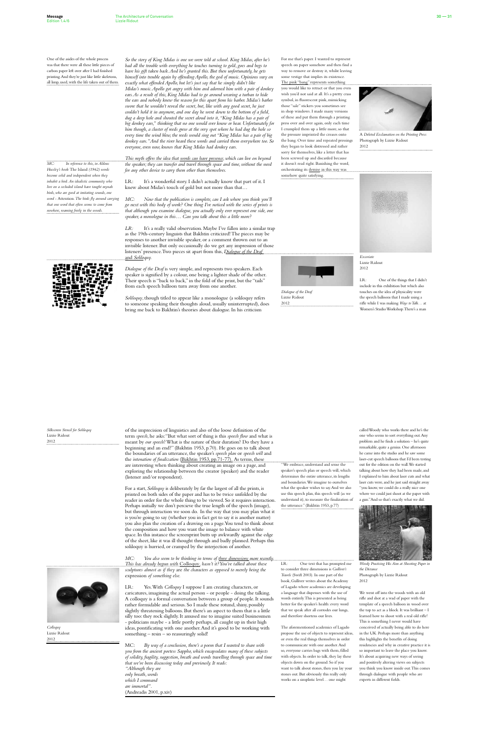One of the asides of the whole process was that there were all these little pieces of carbon paper left over after I had finished printing. And they're just like little skeletons, all limp, used, with the life taken out of them.

*So the story of King Midas is one we were told at school. King Midas, after he's had all the trouble with everything he touches turning to gold, goes and begs to have his gift taken back. And he's granted this. But then unfortunately, he gets himself into trouble again by offending Apollo, the god of music. Opinions vary on exactly what offended Apollo, but let's just say that he simply didn't like Midas's music. Apollo got angry with him and adorned him with a pair of donkey ears. As a result of this, King Midas had to go around wearing a turban to hide the ears and nobody knew the reason for this apart from his barber. Midas's barber swore that he wouldn't reveal the secret, but, like with any good secret, he just couldn't hold it in anymore, and one day he went down to the bottom of a field, dug a deep hole and shouted the secret aloud into it, "King Midas has a pair of big donkey ears," thinking that no one would ever know or hear. Unfortunately for him though, a cluster of reeds grew at the very spot where he had dug the hole so every time the wind blew, the reeds would sing out "King Midas has a pair of big donkey ears." And the river heard these words and carried them everywhere too. So everyone, even now, knows that King Midas had donkey ears.*

*This myth offers the idea that words can have presence, which can live on beyond the speaker; they can transfer and travel through space and time, without the need for any other device to carry them other than themselves.*

*MC: In reference to this, in Aldous Huxley's book* The Island *(1962) words become solid and independent when they inhabit a bird. An idealistic community who live on a secluded island have taught mynah birds, who are good at imitating sounds, one word -* Attention. *The birds fly around carrying that one word that often seems to come from nowhere, roaming freely in the woods.*

LR: It's a wonderful story. I didn't actually know that part of it. I knew about Midas's touch of gold but not more than that…

*MC: Now that the publication is complete, can I ask where you think you'll go next with this body of work? One thing I've noticed with the series of prints is that although you examine dialogue, you actually only ever represent one side, one speaker, a monologue in this… Can you talk about this a little more?*

LR: It's a really valid observation. Maybe I've fallen into a similar trap as the 19th-century linguists that Bakhtin criticized! The pieces may be responses to another invisible speaker, or a comment thrown out to an invisible listener. But only occasionally do we get any impression of those listeners' presence. Two pieces sit apart from this, *Dialogue of the Deaf* and *Soliloquy*.

*Dialogue of the Deaf* is very simple, and represents two speakers. Each speaker is signified by a colour, one being a lighter shade of the other. Their speech is "back to back," in the fold of the print, but the "tails" from each speech balloon turn away from one another.

*Soliloquy*, though titled to appear like a monologue (a soliloquy refers to someone speaking their thoughts aloud, usually uninterrupted), does bring me back to Bakhtin's theories about dialogue. In his criticism

For me that's paper. I wanted to represent speech on paper somehow and then find a way to remove or destroy it, whilst leaving some vestige that implies its existence. The pink "bang" represents something you would like to retract or that you even wish you'd not said at all. It's a pretty crass symbol, in fluorescent pink, mimicking those "sale" stickers you sometimes see in shop windows. I made many versions of these and put them through a printing press over and over again, only each time I crumpled them up a little more, so that the pressure imprinted the creases onto the bang. Over time and repeated pressings they began to look distressed and rather sorry for themselves, like a letter that has been screwed up and discarded because it doesn't read right. Banishing the word, orchestrating its demise in this way was somehow quite satisfying.

A *Deleted Exclamation on the Printing Press*
Photograph by Lizzie Ridout
2012

*Dialogue of the Deaf*
Lizzie Ridout
2012

*Excoriate*
Lizzie Ridout
2012

LR: One of the things that I didn't include in this exhibition but which also touches on the idea of physicality were the speech balloons that I made using a rifle while I was making *Ways to Talk*… at Women's Studio Workshop. There's a man called Woody who works there and he's the one who seems to sort everything out. Any problem and he finds a solution – he's quite remarkable, quite a genius. One afternoon he came into the studio and he saw some laser-cut speech balloons that I'd been testing out for the edition on the wall. We started talking about how they had been made, and I explained to him about laser cuts and what laser cuts were, and he just said straight away "you know, we could do a really nice one where we could just shoot at the paper with a gun." And so that's exactly what we did.

*Woody Practising His Aim at Shooting Paper in the Distance*
Photograph by Lizzie Ridout
2012

We went off into the woods with an old rifle and shot at a wad of paper with the template of a speech balloon in wood over the top to act as a block. It was brilliant – I learned how to shoot with a real old rifle! This is something I never would have conceived of actually being able to do here in the UK. Perhaps more than anything this highlights the benefits of doing residencies and why in creative practice it is so important to leave the place you know. It's about acquiring new ways of seeing and positively altering views on subjects you think you know inside out. This comes through dialogue with people who are experts in different fields.

*Silkscreen Stencil for Soliloquy*
Lizzie Ridout
2012

of the imprecision of linguistics and also of the loose definition of the term *speech*, he asks: "But what sort of thing is this *speech flow* and what is meant by *our speech*? What is the nature of their duration? Do they have a beginning and an end?" (Bakhtin 1953, p.70). He goes on to talk about the boundaries of an utterance, the speaker's *speech plan* or *speech will* and the *intonation of finalization* (Bakhtin 1953, pp.71–77). As terms, these are interesting when thinking about creating an image on a page, and exploring the relationship between the creator (speaker) and the reader (listener and/or respondent).

"We embrace, understand and sense the speaker's speech plan or speech will, which determines the entire utterance, its lengths and boundaries. We imagine to ourselves what the speaker wishes to say. And we also use this speech plan, this speech will (as we understand it), to measure the finalization of the utterance." (Bakhtin 1953, p.77)

For a start, *Soliloquy* is deliberately by far the largest of all the prints, is printed on both sides of the paper and has to be twice unfolded by the reader in order for the whole thing to be viewed. So it requires interaction. Perhaps initially we don't percieve the true length of the speech (image), but through interaction we soon do. In the way that you may plan what it is you're going to say (whether you in fact get to say it is another matter) you also plan the creation of a drawing on a page. You tend to think about the composition and how you want the image to balance with white space. In this instance the screenprint butts up awkwardly against the edge of the sheet, like it was ill thought through and badly planned. Perhaps this soliloquy is hurried, or cramped by the interjection of another.

*MC: You also seem to be thinking in terms of three dimensions more recently. This has already begun with* Colloquy*, hasn't it? You've talked about these sculptures almost as if they are the characters as opposed to merely being the expression of something else.*

*Colloquy*
Lizzie Ridout
2012

LR: Yes. With *Colloquy* I suppose I am creating characters, or caricatures, imagining the actual person – or people - doing the talking. A colloquy is a formal conversation between a group of people. It sounds rather formidable and serious. So I made these rotund, shiny, possibly slightly threatening balloons. But there's an aspect to them that is a little silly too: they rock slightly. It amused me to imagine suited businessmen - politicians maybe – a little portly perhaps, all caught up in their high ideas, pontificating with one another. And it's good to be working with something – resin – so reassuringly solid!

LR: One text that has prompted me to consider three dimensions is *Gulliver's Travels* (Swift 2003). In one part of the book, Gulliver writes about the Academy of Lagado where academics are developing a language that dispenses with the use of words entirely. This is presented as being better for the speaker's health: every word that we speak after all corrodes our lungs, and therefore shortens our lives.

The aforementioned academics of Lagado propose the use of objects to represent ideas, or even the real things themselves in order to communicate with one another. And so, everyone carries bags with them, filled with objects. In order to talk, they lay these objects down on the ground. So if you want to talk about stones, then you lay your stones out. But obviously this really only works on a simplistic level… one might

MC: *By way of a conclusion, there's a poem that I wanted to share with you from the ancient poetess Sappho, which encapsulates many of these subjects of solidity, fragility, suggestion, breath and words travelling through space and time that we've been discussing today and previously. It reads:*
*"Although they are*
*only breath, words*
*which I command*
*are immortal".*
(Andreadis 2001, p.xiv)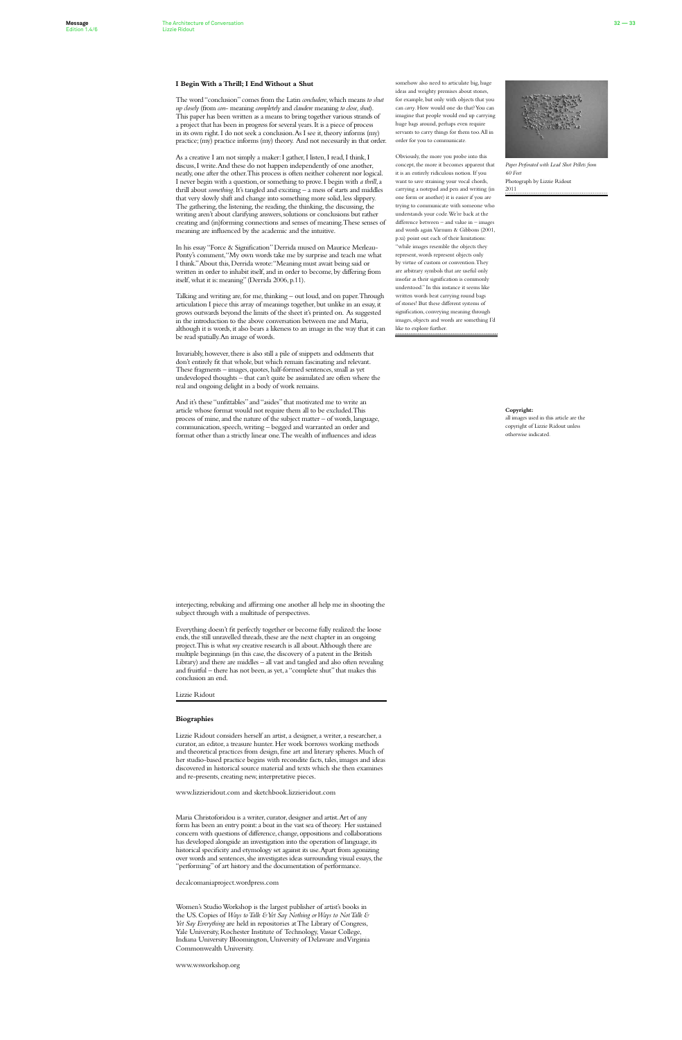### I Begin With a Thrill; I End Without a Shut

The word "conclusion" comes from the Latin *concludere*, which means *to shut up closely* (from *con-* meaning *completely* and *claudere* meaning *to close, shut*). This paper has been written as a means to bring together various strands of a project that has been in progress for several years. It is a piece of process in its own right. I do not seek a conclusion. As I see it, theory informs (my) practice; (my) practice informs (my) theory. And not necessarily in that order.

As a creative I am not simply a maker: I gather, I listen, I read, I think, I discuss, I write. And these do not happen independently of one another, neatly, one after the other. This process is often neither coherent nor logical. I never begin with a question, or something to prove. I begin with *a thrill*, a thrill about *something*. It's tangled and exciting – a mess of starts and middles that very slowly shift and change into something more solid, less slippery. The gathering, the listening, the reading, the thinking, the discussing, the writing aren't about clarifying answers, solutions or conclusions but rather creating and (in)forming connections and senses of meaning. These senses of meaning are influenced by the academic and the intuitive.

In his essay "Force & Signification" Derrida mused on Maurice Merleau-Ponty's comment, "My own words take me by surprise and teach me what I think." About this, Derrida wrote: "Meaning must await being said or written in order to inhabit itself, and in order to become, by differing from itself, what it is: meaning" (Derrida 2006, p.11).

Talking and writing are, for me, thinking – out loud, and on paper. Through articulation I piece this array of meanings together, but unlike in an essay, it grows outwards beyond the limits of the sheet it's printed on. As suggested in the introduction to the above conversation between me and Maria, although it is words, it also bears a likeness to an image in the way that it can be read spatially. An image of words.

Invariably, however, there is also still a pile of snippets and oddments that don't entirely fit that whole, but which remain fascinating and relevant. These fragments – images, quotes, half-formed sentences, small as yet undeveloped thoughts – that can't quite be assimilated are often where the real and ongoing delight in a body of work remains.

And it's these "unfittables" and "asides" that motivated me to write an article whose format would not require them all to be excluded. This process of mine, and the nature of the subject matter – of words, language, communication, speech, writing – begged and warranted an order and format other than a strictly linear one. The wealth of influences and ideas interjecting, rebuking and affirming one another all help me in shooting the subject through with a multitude of perspectives.

Everything doesn't fit perfectly together or become fully realized: the loose ends, the still unravelled threads, these are the next chapter in an ongoing project. This is what *my* creative research is all about. Although there are multiple beginnings (in this case, the discovery of a patent in the British Library) and there are middles – all vast and tangled and also often revealing and fruitful – there has not been, as yet, a "complete shut" that makes this conclusion an end.

Lizzie Ridout

somehow also need to articulate big, huge ideas and weighty premises about stones, for example, but only with objects that you can *carry*. How would one do that? You can imagine that people would end up carrying huge bags around, perhaps even require servants to carry things for them too. All in order for you to communicate.

Obviously, the more you probe into this concept, the more it becomes apparent that it is an entirely ridiculous notion. If you want to save straining your vocal chords, carrying a notepad and pen and writing (in one form or another) it is easier if you are trying to communicate with someone who understands your code. We're back at the difference between – and value in – images and words again. Varnum & Gibbons (2001, p.xi) point out each of their limitations: "while images resemble the objects they represent, words represent objects only by virtue of custom or convention. They are arbitrary symbols that are useful only insofar as their signification is commonly understood." In this instance it seems like written words beat carrying round bags of stones! But these different systems of signification, conveying meaning through images, objects and words are something I'd like to explore further.

*Paper Perforated with Lead Shot Pellets from 60 Feet*
Photograph by Lizzie Ridout
2011

**Copyright:**
all images used in this article are the copyright of Lizzie Ridout unless otherwise indicated.

### Biographies

Lizzie Ridout considers herself an artist, a designer, a writer, a researcher, a curator, an editor, a treasure hunter. Her work borrows working methods and theoretical practices from design, fine art and literary spheres. Much of her studio-based practice begins with recondite facts, tales, images and ideas discovered in historical source material and texts which she then examines and re-presents, creating new, interpretative pieces.

www.lizzieridout.com and sketchbook.lizzieridout.com

Maria Christoforidou is a writer, curator, designer and artist. Art of any form has been an entry point: a boat in the vast sea of theory. Her sustained concern with questions of difference, change, oppositions and collaborations has developed alongside an investigation into the operation of language, its historical specificity and etymology set against its use. Apart from agonizing over words and sentences, she investigates ideas surrounding visual essays, the "performing" of art history and the documentation of performance.

decalcomaniaproject.wordpress.com

Women's Studio Workshop is the largest publisher of artist's books in the US. Copies of *Ways to Talk & Yet Say Nothing or Ways to Not Talk & Yet Say Everything* are held in repositories at The Library of Congress, Yale University, Rochester Institute of Technology, Vassar College, Indiana University Bloomington, University of Delaware and Virginia Commonwealth University.

www.wsworkshop.org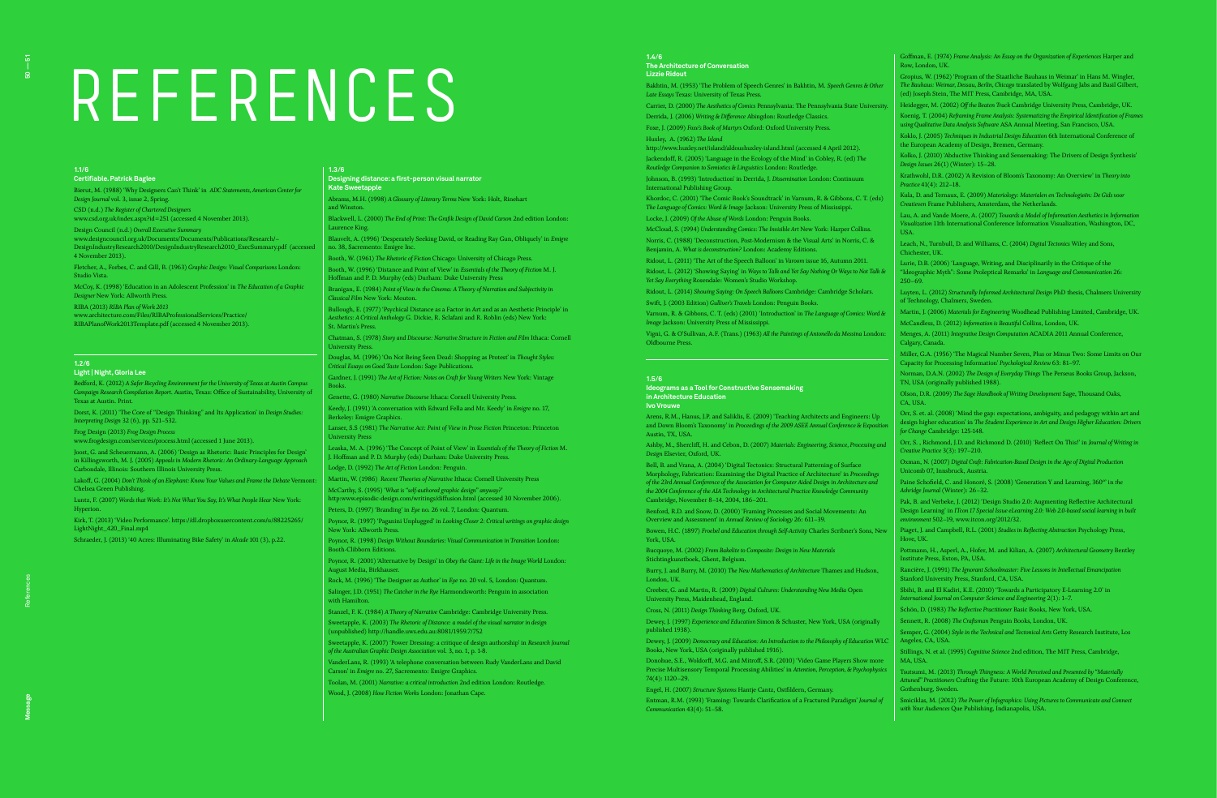# REFERENCES

## 1.1/6
### Certifiable, Patrick Baglee

Bierut, M. (1988) 'Why Designers Can't Think' in *AIDC Statements, American Center for Design Journal* vol. 3, issue 2, Spring.

CSD (n.d.) *The Register of Chartered Designers* www.csd.org.uk/index.aspx?id=251 (accessed 4 November 2013).

Design Council (n.d.) *Overall Executive Summary* www.designcouncil.org.uk/Documents/Documents/Publications/Research/-DesignIndustryResearch2010/DesignIndustryResearch2010_ExecSummary.pdf (accessed 4 November 2013).

Fletcher, A., Forbes, C. and Gill, B. (1963) *Graphic Design: Visual Comparisons* London: Studio Vista.

McCoy, K. (1998) 'Education in an Adolescent Profession' in *The Education of a Graphic Designer* New York: Allworth Press.

RIBA (2013) *RIBA Plan of Work 2013* www.architecture.com/Files/RIBAProfessionalServices/Practice/RIBAPlanofWork2013Template.pdf (accessed 4 November 2013).

## 1.2/6
### Light | Night, Gloria Lee

Bedford, K. (2012) *A Safer Bicycling Environment for the University of Texas at Austin Campus Campaign Research Compilation Report.* Austin, Texas: Office of Sustainability, University of Texas at Austin. Print.

Dorst, K. (2011) 'The Core of "Design Thinking" and Its Application' in *Design Studies: Interpreting Design* 32 (6), pp. 521–532.

Frog Design (2013) *Frog Design Process* www.frogdesign.com/services/process.html (accessed 1 June 2013).

Joost, G. and Scheuermann, A. (2006) 'Design as Rhetoric: Basic Principles for Design' in Killingsworth, M. J. (2005) *Appeals in Modern Rhetoric: An Ordinary-Language Approach* Carbondale, Illinois: Southern Illinois University Press.

Lakoff, G. (2004) *Don't Think of an Elephant: Know Your Values and Frame the Debate* Vermont: Chelsea Green Publishing.

Luntz, F. (2007) *Words that Work: It's Not What You Say, It's What People Hear* New York: Hyperion.

Kirk, T. (2013) 'Video Performance'. https://dl.dropboxusercontent.com/u/88225265/LightNight_420_Final.mp4

Schraeder, J. (2013) '40 Acres: Illuminating Bike Safety' in *Alcade* 101 (3), p.22.

## 1.3/6
### Designing distance: a first-person visual narrator
### Kate Sweetapple

Abrams, M.H. (1998) *A Glossary of Literary Terms* New York: Holt, Rinehart and Winston.

Blackwell, L. (2000) *The End of Print: The Grafik Design of David Carson* 2nd edition London: Laurence King.

Blauvelt, A. (1996) 'Desperately Seeking David, or Reading Ray Gun, Obliquely' in *Emigre* no. 38, Sacremento: Emigre Inc.

Booth, W. (1961) *The Rhetoric of Fiction* Chicago: University of Chicago Press.

Booth, W. (1996) 'Distance and Point of View' in *Essentials of the Theory of Fiction* M. J. Hoffman and P. D. Murphy (eds) Durham: Duke University Press

Branigan, E. (1984) *Point of View in the Cinema: A Theory of Narration and Subjectivity in Classical Film* New York: Mouton.

Bullough, E. (1977) 'Psychical Distance as a Factor in Art and as an Aesthetic Principle' in *Aesthetics: A Critical Anthology* G. Dickie, R. Sclafani and R. Roblin (eds) New York: St. Martin's Press.

Chatman, S. (1978) *Story and Discourse: Narrative Structure in Fiction and Film* Ithaca: Cornell University Press.

Douglas, M. (1996) 'On Not Being Seen Dead: Shopping as Protest' in *Thought Styles: Critical Essays on Good Taste* London: Sage Publications.

Gardner, J. (1991) *The Art of Fiction: Notes on Craft for Young Writers* New York: Vintage Books.

Genette, G. (1980) *Narrative Discourse* Ithaca: Cornell University Press.

Keedy, J. (1991) 'A conversation with Edward Fella and Mr. Keedy' in *Emigre* no. 17, Berkeley: Emigre Graphics.

Lanser, S.S (1981) *The Narrative Act: Point of View in Prose Fiction* Princeton: Princeton University Press

Leaska, M. A. (1996) 'The Concept of Point of View' in *Essentials of the Theory of Fiction* M. J. Hoffman and P. D. Murphy (eds) Durham: Duke University Press.

Lodge, D. (1992) *The Art of Fiction* London: Penguin.

Martin, W. (1986) *Recent Theories of Narrative* Ithaca: Cornell University Press

McCarthy, S. (1995) *'What is "self-authored graphic design" anyway?'* http://www.episodic-design.com/writings/diffusion.html (accessed 30 November 2006).

Peters, D. (1997) 'Branding' in *Eye* no. 26 vol. 7, London: Quantum.

Poynor, R. (1997) 'Paganini Unplugged' in *Looking Closer 2: Critical writings on graphic design* New York: Allworth Press.

Poynor, R. (1998) *Design Without Boundaries: Visual Communication in Transition* London: Booth-Clibborn Editions.

Poynor, R. (2001) 'Alternative by Design' in *Obey the Giant: Life in the Image World* London: August Media, Birkhauser.

Rock, M. (1996) 'The Designer as Author' in *Eye* no. 20 vol. 5, London: Quantum.

Salinger, J.D. (1951) *The Catcher in the Rye* Harmondsworth: Penguin in association with Hamilton.

Stanzel, F. K. (1984) *A Theory of Narrative* Cambridge: Cambridge University Press.

Sweetapple, K. (2003) *The Rhetoric of Distance: a model of the visual narrator in design* (unpublished) http://handle.uws.edu.au:8081/1959.7/752

Sweetapple, K. (2007) 'Power Dressing: a critique of design authorship' in *Research Journal of the Australian Graphic Design Association* vol. 3, no. 1, p. 1-8.

VanderLans, R. (1993) 'A telephone conversation between Rudy VanderLans and David Carson' in *Emigre* no. 27, Sacremento: Emigre Graphics.

Toolan, M. (2001) *Narrative: a critical introduction* 2nd edition London: Routledge.

Wood, J. (2008) *How Fiction Works* London: Jonathan Cape.

## 1.4/6
### The Architecture of Conversation
### Lizzie Ridout

Bakhtin, M. (1953) 'The Problem of Speech Genres' in Bakhtin, M. *Speech Genres & Other Late Essays* Texas: University of Texas Press.

Carrier, D. (2000) *The Aesthetics of Comics* Pennsylvania: The Pennsylvania State University.

Derrida, J. (2006) *Writing & Difference* Abingdon: Routledge Classics.

Foxe, J. (2009) *Foxe's Book of Martyrs* Oxford: Oxford University Press.

Huxley, A. (1962) *The Island* http://www.huxley.net/island/aldoushuxley-island.html (accessed 4 April 2012).

Jackendoff, R. (2005) 'Language in the Ecology of the Mind' in Cobley, R. (ed) *The Routledge Companion to Semiotics & Linguistics* London: Routledge.

Johnson, B. (1993) 'Introduction' in Derrida, J. *Dissemination* London: Continuum International Publishing Group.

Khordoc, C. (2001) 'The Comic Book's Soundtrack' in Varnum, R. & Gibbons, C. T. (eds) *The Language of Comics: Word & Image* Jackson: University Press of Mississippi.

Locke, J. (2009) *Of the Abuse of Words* London: Penguin Books.

McCloud, S. (1994) *Understanding Comics: The Invisible Art* New York: Harper Collins.

Norris, C. (1988) 'Deconstruction, Post-Modernism & the Visual Arts' in Norris, C. & Benjamin, A. *What is deconstruction?* London: Academy Editions.

Ridout, L. (2011) 'The Art of the Speech Balloon' in *Varoom* issue 16, Autumn 2011.

Ridout, L. (2012) 'Showing Saying' in *Ways to Talk and Yet Say Nothing Or Ways to Not Talk & Yet Say Everything* Rosendale: Women's Studio Workshop.

Ridout, L. (2014) *Showing Saying: On Speech Balloons* Cambridge: Cambridge Scholars.

Swift, J. (2003 Edition) *Gulliver's Travels* London: Penguin Books.

Varnum, R. & Gibbons, C. T. (eds) (2001) 'Introduction' in *The Language of Comics: Word & Image* Jackson: University Press of Mississippi.

Vigni, G. & O'Sullivan, A.F. (Trans.) (1963) *All the Paintings of Antonello da Messina* London: Oldbourne Press.

## 1.5/6
### Ideograms as a Tool for Constructive Sensemaking in Architecture Education
### Ivo Vrouwe

Arens, R.M., Hanus, J.P. and Saliklis, E. (2009) 'Teaching Architects and Engineers: Up and Down Bloom's Taxonomy' in *Proceedings of the 2009 ASEE Annual Conference & Exposition* Austin, TX, USA.

Ashby, M., Shercliff, H. and Cebon, D. (2007) *Materials: Engineering, Science, Processing and Design* Elsevier, Oxford, UK.

Bell, B. and Vrana, A. (2004) 'Digital Tectonics: Structural Patterning of Surface Morphology, Fabrication: Examining the Digital Practice of Architecture' in *Proceedings of the 23rd Annual Conference of the Association for Computer Aided Design in Architecture and the 2004 Conference of the AIA Technology in Architectural Practice Knowledge Community* Cambridge, November 8–14, 2004, 186–201.

Benford, R.D. and Snow, D. (2000) 'Framing Processes and Social Movements: An Overview and Assessment' in *Annual Review of Sociology* 26: 611–39.

Bowen, H.C. (1897) *Froebel and Education through Self-Activity* Charles Scribner's Sons, New York, USA.

Bucquoye, M. (2002) *From Bakelite to Composite: Design in New Materials* Stichtingkunstboek, Ghent, Belgium.

Burry, J. and Burry, M. (2010) *The New Mathematics of Architecture* Thames and Hudson, London, UK.

Creeber, G. and Martin, R. (2009) *Digital Cultures: Understanding New Media* Open University Press, Maidenhead, England.

Cross, N. (2011) *Design Thinking* Berg, Oxford, UK.

Dewey, J. (1997) *Experience and Education* Simon & Schuster, New York, USA (originally published 1938).

Dewey, J. (2009) *Democracy and Education: An Introduction to the Philosophy of Education* WLC Books, New York, USA (originally published 1916).

Donohue, S.E., Woldorff, M.G. and Mitroff, S.R. (2010) 'Video Game Players Show more Precise Multisensory Temporal Processing Abilities' in *Attention, Perception, & Psychophysics* 74(4): 1120–29.

Engel, H. (2007) *Structure Systems* Hantje Cantz, Ostfildern, Germany.

Entman, R.M. (1993) 'Framing: Towards Clarification of a Fractured Paradigm' *Journal of Communication* 43(4): 51–58.

Goffman, E. (1974) *Frame Analysis: An Essay on the Organization of Experiences* Harper and Row, London, UK.

Gropius, W. (1962) 'Program of the Staatliche Bauhaus in Weimar' in Hans M. Wingler, *The Bauhaus: Weimar, Dessau, Berlin, Chicago* translated by Wolfgang Jabs and Basil Gilbert, (ed) Joseph Stein, The MIT Press, Cambridge, MA, USA.

Heidegger, M. (2002) *Off the Beaten Track* Cambridge University Press, Cambridge, UK.

Koenig, T. (2004) *Reframing Frame Analysis: Systematizing the Empirical Identification of Frames using Qualitative Data Analysis Software* ASA Annual Meeting, San Francisco, USA.

Koklo, J. (2005) *Techniques in Industrial Design Education* 6th International Conference of the European Academy of Design, Bremen, Germany.

Kolko, J. (2010) 'Abductive Thinking and Sensemaking: The Drivers of Design Synthesis' *Design Issues* 26(1) (Winter): 15–28.

Krathwohl, D.R. (2002) 'A Revision of Bloom's Taxonomy: An Overview' in *Theory into Practice* 41(4): 212–18.

Kula, D. and Ternaux, E. (2009) *Materiology: Materialen en Technologieën: De Gids voor Creatieven* Frame Publishers, Amsterdam, the Netherlands.

Lau, A. and Vande Moere, A. (2007) *Towards a Model of Information Aesthetics in Information Visualization* 11th International Conference Information Visualization, Washington, DC, USA.

Leach, N., Turnbull, D. and Williams, C. (2004) *Digital Tectonics* Wiley and Sons, Chichester, UK.

Lurie, D.B. (2006) 'Language, Writing, and Disciplinarily in the Critique of the "Ideographic Myth": Some Proleptical Remarks' in *Language and Communication* 26: 250–69.

Luyten, L. (2012) *Structurally Informed Architectural Design* PhD thesis, Chalmers University of Technology, Chalmers, Sweden.

Martin, J. (2006) *Materials for Engineering* Woodhead Publishing Limited, Cambridge, UK.

McCandless, D. (2012) *Information is Beautiful* Collins, London, UK.

Menges, A. (2011) *Integrative Design Computation* ACADIA 2011 Annual Conference, Calgary, Canada.

Miller, G.A. (1956) 'The Magical Number Seven, Plus or Minus Two: Some Limits on Our Capacity for Processing Information' *Psychological Review* 63: 81–97.

Norman, D.A.N. (2002) *The Design of Everyday Things* The Perseus Books Group, Jackson, TN, USA (originally published 1988).

Olson, D.R. (2009) *The Sage Handbook of Writing Development* Sage, Thousand Oaks, CA, USA.

Orr, S. et. al. (2008) 'Mind the gap: expectations, ambiguity, and pedagogy within art and design higher education' in *The Student Experience in Art and Design Higher Education: Drivers for Change* Cambridge: 125-148.

Orr, S. , Richmond, J.D. and Richmond D. (2010) 'Reflect On This!' in *Journal of Writing in Creative Practice* 3(3): 197–210.

Oxman, N. (2007) *Digital Craft: Fabrication-Based Design in the Age of Digital Production* Unicomb 07, Innsbruck, Austria.

Paine Schofield, C. and Honoré, S. (2008) 'Generation Y and Learning, 360°' in *the Ashridge Journal* (Winter): 26–32.

Pak, B. and Verbeke, J. (2012) 'Design Studio 2.0: Augmenting Reflective Architectural Design Learning' in *ITcon 17 Special Issue eLearning 2.0: Web 2.0-based social learning in built environment* 502–19, www.itcon.org/2012/32.

Piaget, J. and Campbell, R.L. (2001) *Studies in Reflecting Abstraction* Psychology Press, Hove, UK.

Pottmann, H., Asperl, A., Hofer, M. and Kilian, A. (2007) *Architectural Geometry* Bentley Institute Press, Exton, PA, USA.

Rancière, J. (1991) *The Ignorant Schoolmaster: Five Lessons in Intellectual Emancipation* Stanford University Press, Stanford, CA, USA.

Shihi, B. and El Kadiri, K.E. (2010) 'Towards a Participatory E-Learning 2.0' in *International Journal on Computer Science and Engineering* 2(1): 1–7.

Schön, D. (1983) *The Reflective Practitioner* Basic Books, New York, USA.

Sennett, R. (2008) *The Craftsman* Penguin Books, London, UK.

Semper, G. (2004) *Style in the Technical and Tectonical Arts* Getty Research Institute, Los Angeles, CA, USA.

Stillings, N. et al. (1995) *Cognitive Science* 2nd edition, The MIT Press, Cambridge, MA, USA.

Tsutsumi, M. (2013) *Through Thingness: A World Perceived and Presented by "Materially Attuned" Practitioners* Crafting the Future: 10th European Academy of Design Conference, Gothenburg, Sweden.

Smiciklas, M. (2012) *The Power of Infographics: Using Pictures to Communicate and Connect with Your Audiences* Que Publishing, Indianapolis, USA.